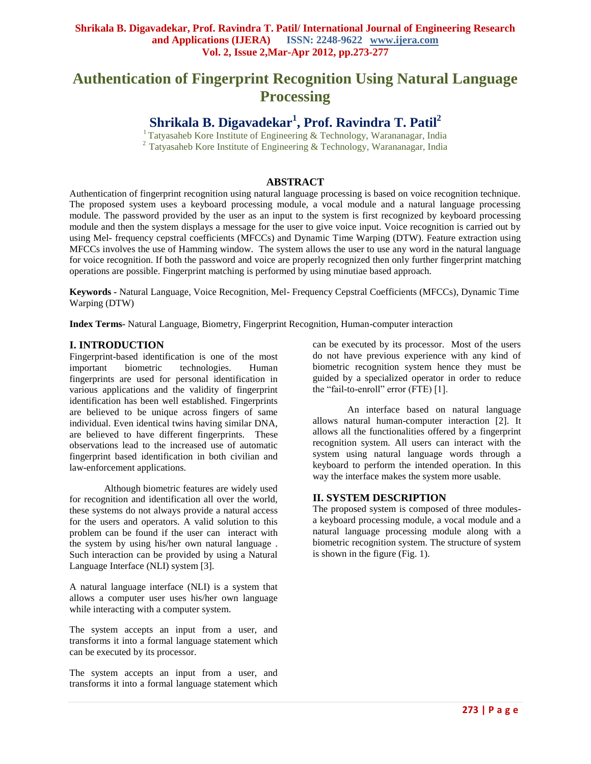# Authentication of Fingerprint Recognition Using Natural Language Processing

## Shrikala B. Digavadekar[1], Prof. Ravindra T. Patil[2]

[1] Tatyasaheb Kore Institute of Engineering & Technology, Warananagar, India
[2] Tatyasaheb Kore Institute of Engineering & Technology, Warananagar, India

### ABSTRACT

Authentication of fingerprint recognition using natural language processing is based on voice recognition technique. The proposed system uses a keyboard processing module, a vocal module and a natural language processing module. The password provided by the user as an input to the system is first recognized by keyboard processing module and then the system displays a message for the user to give voice input. Voice recognition is carried out by using Mel- frequency cepstral coefficients (MFCCs) and Dynamic Time Warping (DTW). Feature extraction using MFCCs involves the use of Hamming window. The system allows the user to use any word in the natural language for voice recognition. If both the password and voice are properly recognized then only further fingerprint matching operations are possible. Fingerprint matching is performed by using minutiae based approach.

**Keywords** - Natural Language, Voice Recognition, Mel- Frequency Cepstral Coefficients (MFCCs), Dynamic Time Warping (DTW)

**Index Terms-** Natural Language, Biometry, Fingerprint Recognition, Human-computer interaction

## I. INTRODUCTION

Fingerprint-based identification is one of the most important biometric technologies. Human fingerprints are used for personal identification in various applications and the validity of fingerprint identification has been well established. Fingerprints are believed to be unique across fingers of same individual. Even identical twins having similar DNA, are believed to have different fingerprints. These observations lead to the increased use of automatic fingerprint based identification in both civilian and law-enforcement applications.

Although biometric features are widely used for recognition and identification all over the world, these systems do not always provide a natural access for the users and operators. A valid solution to this problem can be found if the user can interact with the system by using his/her own natural language . Such interaction can be provided by using a Natural Language Interface (NLI) system [3].

A natural language interface (NLI) is a system that allows a computer user uses his/her own language while interacting with a computer system.

The system accepts an input from a user, and transforms it into a formal language statement which can be executed by its processor.

The system accepts an input from a user, and transforms it into a formal language statement which can be executed by its processor. Most of the users do not have previous experience with any kind of biometric recognition system hence they must be guided by a specialized operator in order to reduce the "fail-to-enroll" error (FTE) [1].

An interface based on natural language allows natural human-computer interaction [2]. It allows all the functionalities offered by a fingerprint recognition system. All users can interact with the system using natural language words through a keyboard to perform the intended operation. In this way the interface makes the system more usable.

## II. SYSTEM DESCRIPTION

The proposed system is composed of three modules- a keyboard processing module, a vocal module and a natural language processing module along with a biometric recognition system. The structure of system is shown in the figure (Fig. 1).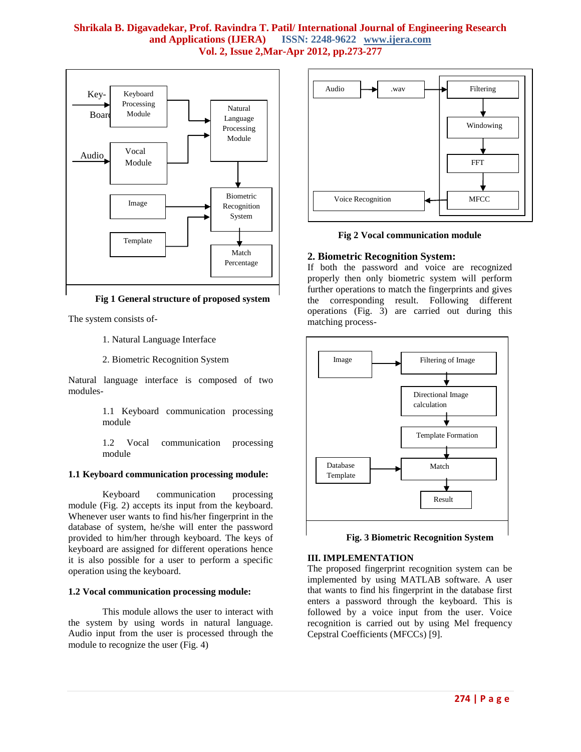Fig 1 General structure of proposed system

The system consists of-

1. Natural Language Interface
2. Biometric Recognition System

Natural language interface is composed of two modules-

1.1 Keyboard communication processing module

1.2 Vocal communication processing module

### 1.1 Keyboard communication processing module:

Keyboard communication processing module (Fig. 2) accepts its input from the keyboard. Whenever user wants to find his/her fingerprint in the database of system, he/she will enter the password provided to him/her through keyboard. The keys of keyboard are assigned for different operations hence it is also possible for a user to perform a specific operation using the keyboard.

### 1.2 Vocal communication processing module:

This module allows the user to interact with the system by using words in natural language. Audio input from the user is processed through the module to recognize the user (Fig. 4)

Fig 2 Vocal communication module

### 2. Biometric Recognition System:

If both the password and voice are recognized properly then only biometric system will perform further operations to match the fingerprints and gives the corresponding result. Following different operations (Fig. 3) are carried out during this matching process-

Fig. 3 Biometric Recognition System

## III. IMPLEMENTATION

The proposed fingerprint recognition system can be implemented by using MATLAB software. A user that wants to find his fingerprint in the database first enters a password through the keyboard. This is followed by a voice input from the user. Voice recognition is carried out by using Mel frequency Cepstral Coefficients (MFCCs) [9].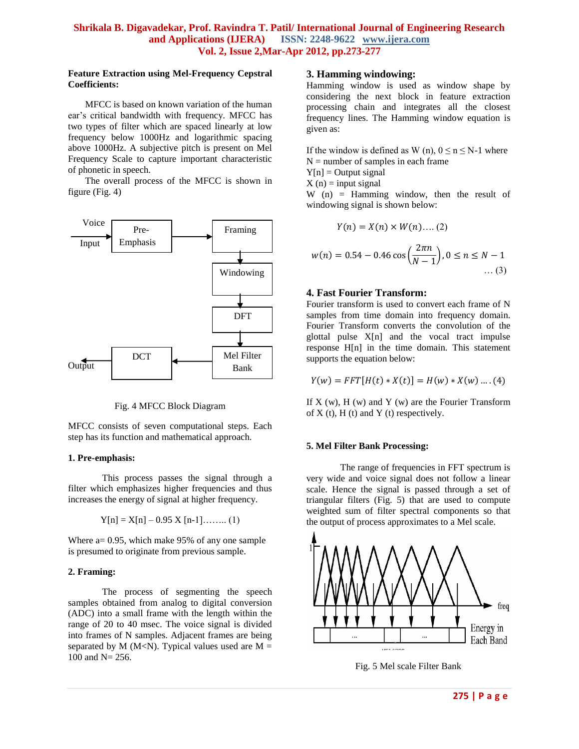**Feature Extraction using Mel-Frequency Cepstral Coefficients:**

MFCC is based on known variation of the human ear's critical bandwidth with frequency. MFCC has two types of filter which are spaced linearly at low frequency below 1000Hz and logarithmic spacing above 1000Hz. A subjective pitch is present on Mel Frequency Scale to capture important characteristic of phonetic in speech.

The overall process of the MFCC is shown in figure (Fig. 4)

Fig. 4 MFCC Block Diagram

MFCC consists of seven computational steps. Each step has its function and mathematical approach.

**1. Pre-emphasis:**

This process passes the signal through a filter which emphasizes higher frequencies and thus increases the energy of signal at higher frequency.

$$Y[n] = X[n] – 0.95\, X[n-1] \ldots\ldots\ldots (1)$$

Where a= 0.95, which make 95% of any one sample is presumed to originate from previous sample.

**2. Framing:**

The process of segmenting the speech samples obtained from analog to digital conversion (ADC) into a small frame with the length within the range of 20 to 40 msec. The voice signal is divided into frames of N samples. Adjacent frames are being separated by M (M<N). Typical values used are M = 100 and N= 256.

## 3. Hamming windowing:

Hamming window is used as window shape by considering the next block in feature extraction processing chain and integrates all the closest frequency lines. The Hamming window equation is given as:

If the window is defined as W (n), $0 \le n \le N-1$ where
N = number of samples in each frame
Y[n] = Output signal
X (n) = input signal
W (n) = Hamming window, then the result of windowing signal is shown below:

$$Y(n) = X(n) \times W(n) \ldots. (2)$$

$$w(n) = 0.54 - 0.46 \cos\left(\frac{2\pi n}{N-1}\right), 0 \le n \le N-1 \quad \ldots (3)$$

## 4. Fast Fourier Transform:

Fourier transform is used to convert each frame of N samples from time domain into frequency domain. Fourier Transform converts the convolution of the glottal pulse X[n] and the vocal tract impulse response H[n] in the time domain. This statement supports the equation below:

$$Y(w) = FFT[H(t) * X(t)] = H(w) * X(w) \ldots. (4)$$

If X (w), H (w) and Y (w) are the Fourier Transform of X (t), H (t) and Y (t) respectively.

**5. Mel Filter Bank Processing:**

The range of frequencies in FFT spectrum is very wide and voice signal does not follow a linear scale. Hence the signal is passed through a set of triangular filters (Fig. 5) that are used to compute weighted sum of filter spectral components so that the output of process approximates to a Mel scale.

Fig. 5 Mel scale Filter Bank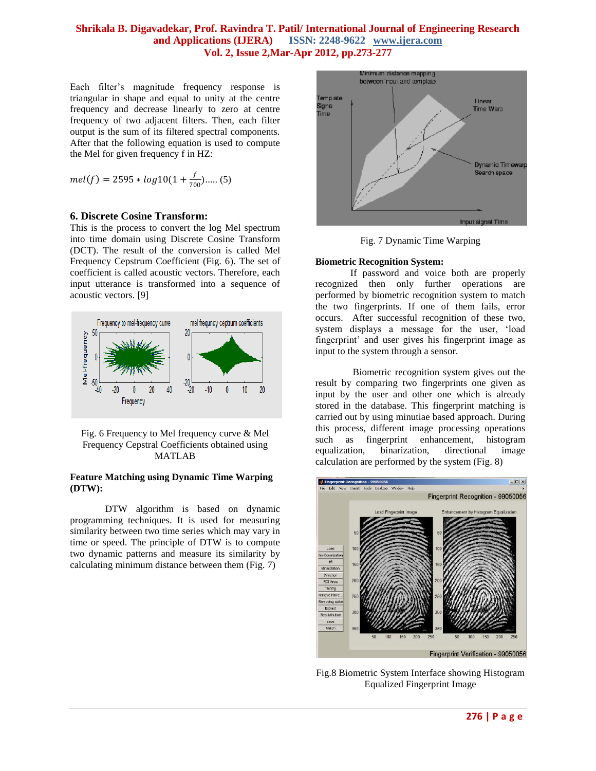Each filter's magnitude frequency response is triangular in shape and equal to unity at the centre frequency and decrease linearly to zero at centre frequency of two adjacent filters. Then, each filter output is the sum of its filtered spectral components. After that the following equation is used to compute the Mel for given frequency f in HZ:

$$mel(f) = 2595 * log10(1 + \frac{f}{700}) \text{..... (5)}$$

### 6. Discrete Cosine Transform:

This is the process to convert the log Mel spectrum into time domain using Discrete Cosine Transform (DCT). The result of the conversion is called Mel Frequency Cepstrum Coefficient (Fig. 6). The set of coefficient is called acoustic vectors. Therefore, each input utterance is transformed into a sequence of acoustic vectors. [9]

Fig. 6 Frequency to Mel frequency curve & Mel Frequency Cepstral Coefficients obtained using MATLAB

### Feature Matching using Dynamic Time Warping (DTW):

DTW algorithm is based on dynamic programming techniques. It is used for measuring similarity between two time series which may vary in time or speed. The principle of DTW is to compute two dynamic patterns and measure its similarity by calculating minimum distance between them (Fig. 7)

Fig. 7 Dynamic Time Warping

### Biometric Recognition System:

If password and voice both are properly recognized then only further operations are performed by biometric recognition system to match the two fingerprints. If one of them fails, error occurs. After successful recognition of these two, system displays a message for the user, 'load fingerprint' and user gives his fingerprint image as input to the system through a sensor.

Biometric recognition system gives out the result by comparing two fingerprints one given as input by the user and other one which is already stored in the database. This fingerprint matching is carried out by using minutiae based approach. During this process, different image processing operations such as fingerprint enhancement, histogram equalization, binarization, directional image calculation are performed by the system (Fig. 8)

Fig.8 Biometric System Interface showing Histogram Equalized Fingerprint Image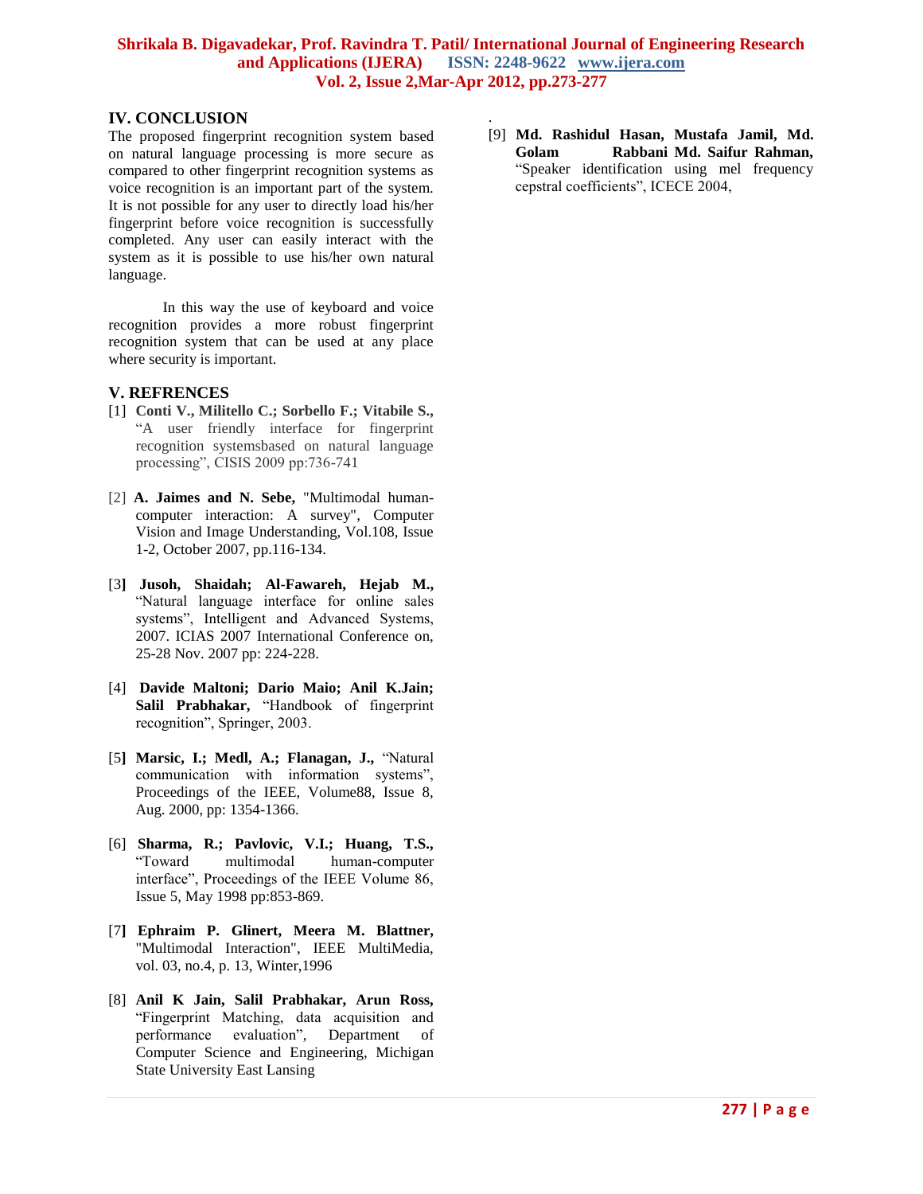## IV. CONCLUSION

The proposed fingerprint recognition system based on natural language processing is more secure as compared to other fingerprint recognition systems as voice recognition is an important part of the system. It is not possible for any user to directly load his/her fingerprint before voice recognition is successfully completed. Any user can easily interact with the system as it is possible to use his/her own natural language.

In this way the use of keyboard and voice recognition provides a more robust fingerprint recognition system that can be used at any place where security is important.

## V. REFRENCES

[1] **Conti V., Militello C.; Sorbello F.; Vitabile S.,** "A user friendly interface for fingerprint recognition systemsbased on natural language processing", CISIS 2009 pp:736-741

[2] **A. Jaimes and N. Sebe,** "Multimodal human-computer interaction: A survey", Computer Vision and Image Understanding, Vol.108, Issue 1-2, October 2007, pp.116-134.

[3] **Jusoh, Shaidah; Al-Fawareh, Hejab M.,** "Natural language interface for online sales systems", Intelligent and Advanced Systems, 2007. ICIAS 2007 International Conference on, 25-28 Nov. 2007 pp: 224-228.

[4] **Davide Maltoni; Dario Maio; Anil K.Jain; Salil Prabhakar,** "Handbook of fingerprint recognition", Springer, 2003.

[5] **Marsic, I.; Medl, A.; Flanagan, J.,** "Natural communication with information systems", Proceedings of the IEEE, Volume88, Issue 8, Aug. 2000, pp: 1354-1366.

[6] **Sharma, R.; Pavlovic, V.I.; Huang, T.S.,** "Toward multimodal human-computer interface", Proceedings of the IEEE Volume 86, Issue 5, May 1998 pp:853-869.

[7] **Ephraim P. Glinert, Meera M. Blattner,** "Multimodal Interaction", IEEE MultiMedia, vol. 03, no.4, p. 13, Winter,1996

[8] **Anil K Jain, Salil Prabhakar, Arun Ross,** "Fingerprint Matching, data acquisition and performance evaluation", Department of Computer Science and Engineering, Michigan State University East Lansing

[9] **Md. Rashidul Hasan, Mustafa Jamil, Md. Golam Rabbani Md. Saifur Rahman,** "Speaker identification using mel frequency cepstral coefficients", ICECE 2004,